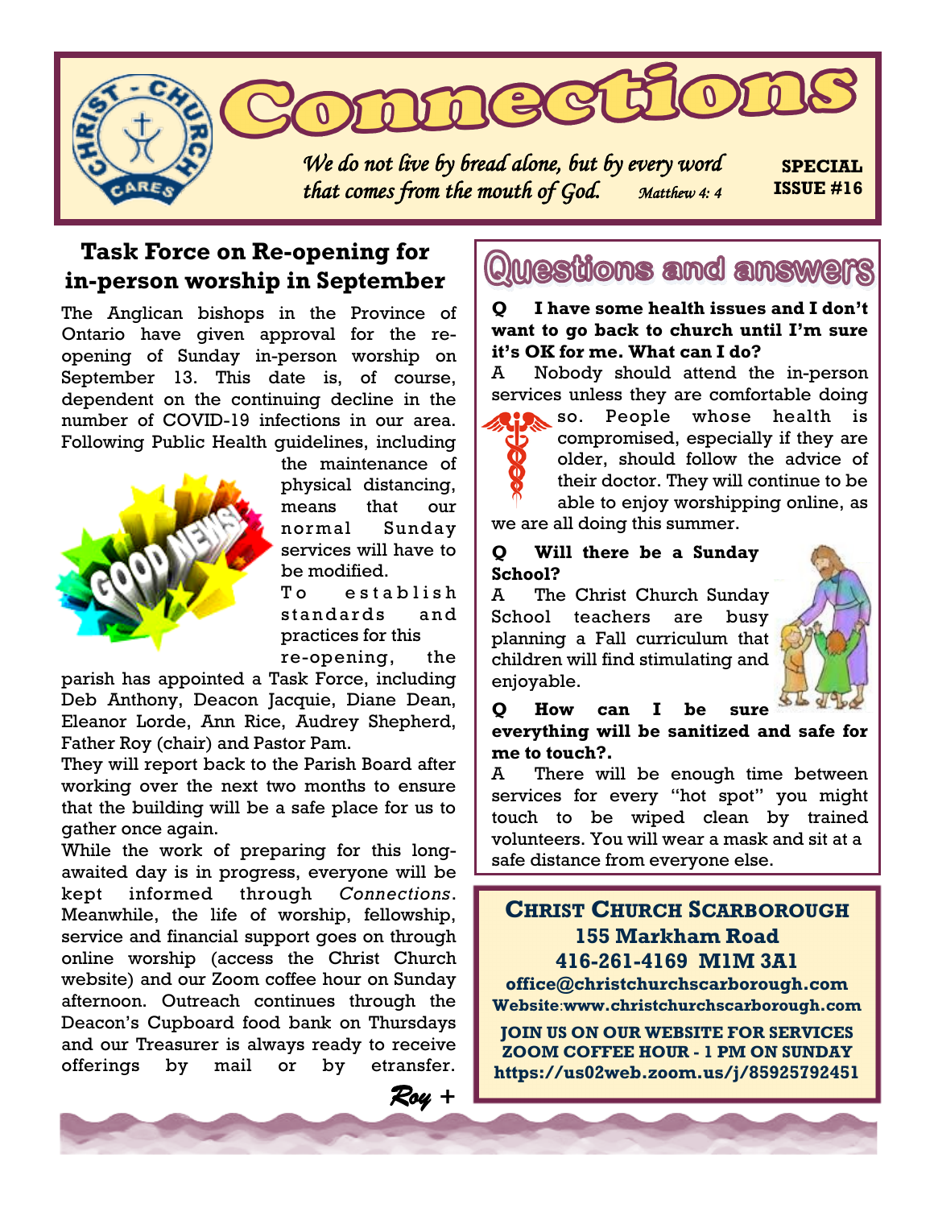# Connections

*We do not live by bread alone, but by every word that comes from the mouth of God.* *Matthew 4: 4*

**SPECIAL ISSUE #16**

## Task Force on Re-opening for in-person worship in September

The Anglican bishops in the Province of Ontario have given approval for the re-opening of Sunday in-person worship on September 13. This date is, of course, dependent on the continuing decline in the number of COVID-19 infections in our area. Following Public Health guidelines, including the maintenance of physical distancing, means that our normal Sunday services will have to be modified.

To establish standards and practices for this re-opening, the parish has appointed a Task Force, including Deb Anthony, Deacon Jacquie, Diane Dean, Eleanor Lorde, Ann Rice, Audrey Shepherd, Father Roy (chair) and Pastor Pam.

They will report back to the Parish Board after working over the next two months to ensure that the building will be a safe place for us to gather once again.

While the work of preparing for this long-awaited day is in progress, everyone will be kept informed through *Connections*. Meanwhile, the life of worship, fellowship, service and financial support goes on through online worship (access the Christ Church website) and our Zoom coffee hour on Sunday afternoon. Outreach continues through the Deacon's Cupboard food bank on Thursdays and our Treasurer is always ready to receive offerings by mail or by etransfer.

*Roy +*

## Questions and answers

**Q I have some health issues and I don't want to go back to church until I'm sure it's OK for me. What can I do?**

A Nobody should attend the in-person services unless they are comfortable doing so. People whose health is compromised, especially if they are older, should follow the advice of their doctor. They will continue to be able to enjoy worshipping online, as we are all doing this summer.

**Q Will there be a Sunday School?**

A The Christ Church Sunday School teachers are busy planning a Fall curriculum that children will find stimulating and enjoyable.

**Q How can I be sure everything will be sanitized and safe for me to touch?.**

A There will be enough time between services for every "hot spot" you might touch to be wiped clean by trained volunteers. You will wear a mask and sit at a safe distance from everyone else.

**CHRIST CHURCH SCARBOROUGH**
**155 Markham Road**
**416-261-4169 M1M 3A1**
**office@christchurchscarborough.com**
**Website:www.christchurchscarborough.com**

**JOIN US ON OUR WEBSITE FOR SERVICES**
**ZOOM COFFEE HOUR - 1 PM ON SUNDAY**
**https://us02web.zoom.us/j/85925792451**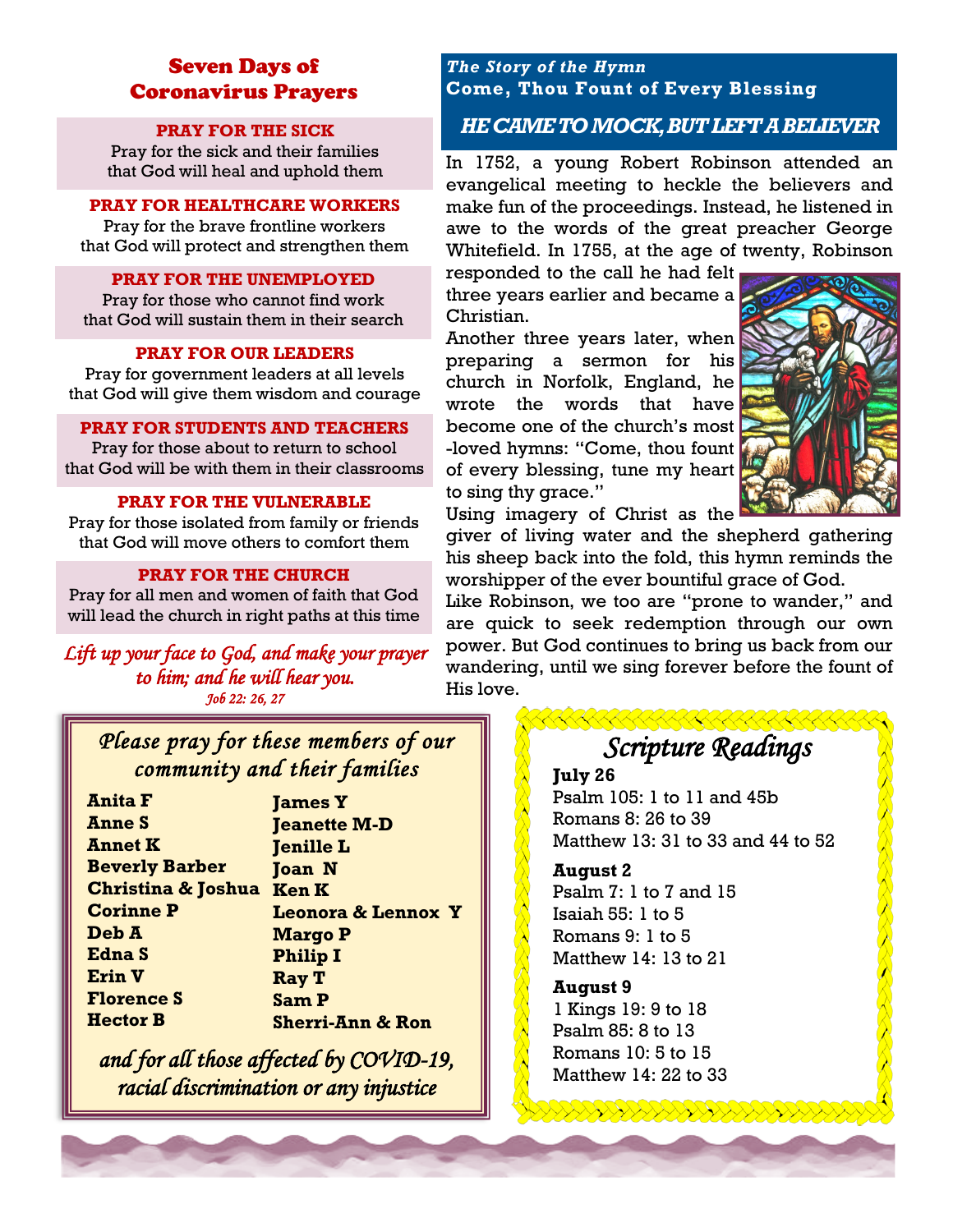## Seven Days of Coronavirus Prayers

**PRAY FOR THE SICK**
Pray for the sick and their families that God will heal and uphold them

**PRAY FOR HEALTHCARE WORKERS**
Pray for the brave frontline workers that God will protect and strengthen them

**PRAY FOR THE UNEMPLOYED**
Pray for those who cannot find work that God will sustain them in their search

**PRAY FOR OUR LEADERS**
Pray for government leaders at all levels that God will give them wisdom and courage

**PRAY FOR STUDENTS AND TEACHERS**
Pray for those about to return to school that God will be with them in their classrooms

**PRAY FOR THE VULNERABLE**
Pray for those isolated from family or friends that God will move others to comfort them

**PRAY FOR THE CHURCH**
Pray for all men and women of faith that God will lead the church in right paths at this time

*Lift up your face to God, and make your prayer to him; and he will hear you.*
*Job 22: 26, 27*

## *The Story of the Hymn* Come, Thou Fount of Every Blessing

### *HE CAME TO MOCK, BUT LEFT A BELIEVER*

In 1752, a young Robert Robinson attended an evangelical meeting to heckle the believers and make fun of the proceedings. Instead, he listened in awe to the words of the great preacher George Whitefield. In 1755, at the age of twenty, Robinson responded to the call he had felt three years earlier and became a Christian.

Another three years later, when preparing a sermon for his church in Norfolk, England, he wrote the words that have become one of the church's most -loved hymns: "Come, thou fount of every blessing, tune my heart to sing thy grace."

Using imagery of Christ as the giver of living water and the shepherd gathering his sheep back into the fold, this hymn reminds the worshipper of the ever bountiful grace of God.

Like Robinson, we too are "prone to wander," and are quick to seek redemption through our own power. But God continues to bring us back from our wandering, until we sing forever before the fount of His love.

### *Please pray for these members of our community and their families*

**Anita F**
**Anne S**
**Annet K**
**Beverly Barber**
**Christina & Joshua**
**Corinne P**
**Deb A**
**Edna S**
**Erin V**
**Florence S**
**Hector B**
**James Y**
**Jeanette M-D**
**Jenille L**
**Joan N**
**Ken K**
**Leonora & Lennox Y**
**Margo P**
**Philip I**
**Ray T**
**Sam P**
**Sherri-Ann & Ron**

*and for all those affected by COVID-19, racial discrimination or any injustice*

## *Scripture Readings*

**July 26**
Psalm 105: 1 to 11 and 45b
Romans 8: 26 to 39
Matthew 13: 31 to 33 and 44 to 52

**August 2**
Psalm 7: 1 to 7 and 15
Isaiah 55: 1 to 5
Romans 9: 1 to 5
Matthew 14: 13 to 21

**August 9**
1 Kings 19: 9 to 18
Psalm 85: 8 to 13
Romans 10: 5 to 15
Matthew 14: 22 to 33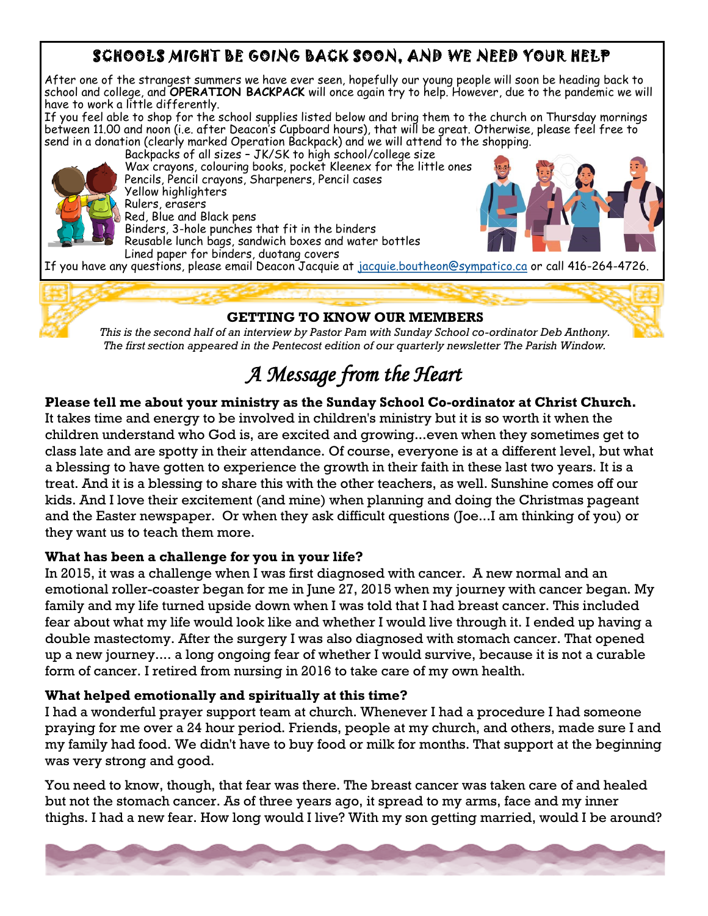## SCHOOLS MIGHT BE GOING BACK SOON, AND WE NEED YOUR HELP

After one of the strangest summers we have ever seen, hopefully our young people will soon be heading back to school and college, and **OPERATION BACKPACK** will once again try to help. However, due to the pandemic we will have to work a little differently.

If you feel able to shop for the school supplies listed below and bring them to the church on Thursday mornings between 11.00 and noon (i.e. after Deacon's Cupboard hours), that will be great. Otherwise, please feel free to send in a donation (clearly marked Operation Backpack) and we will attend to the shopping.

- Backpacks of all sizes – JK/SK to high school/college size
- Wax crayons, colouring books, pocket Kleenex for the little ones
- Pencils, Pencil crayons, Sharpeners, Pencil cases
- Yellow highlighters
- Rulers, erasers
- Red, Blue and Black pens
- Binders, 3-hole punches that fit in the binders
- Reusable lunch bags, sandwich boxes and water bottles
- Lined paper for binders, duotang covers

If you have any questions, please email Deacon Jacquie at jacquie.boutheon@sympatico.ca or call 416-264-4726.

### GETTING TO KNOW OUR MEMBERS

*This is the second half of an interview by Pastor Pam with Sunday School co-ordinator Deb Anthony. The first section appeared in the Pentecost edition of our quarterly newsletter The Parish Window.*

# *A Message from the Heart*

**Please tell me about your ministry as the Sunday School Co-ordinator at Christ Church.**

It takes time and energy to be involved in children's ministry but it is so worth it when the children understand who God is, are excited and growing...even when they sometimes get to class late and are spotty in their attendance. Of course, everyone is at a different level, but what a blessing to have gotten to experience the growth in their faith in these last two years. It is a treat. And it is a blessing to share this with the other teachers, as well. Sunshine comes off our kids. And I love their excitement (and mine) when planning and doing the Christmas pageant and the Easter newspaper. Or when they ask difficult questions (Joe...I am thinking of you) or they want us to teach them more.

**What has been a challenge for you in your life?**

In 2015, it was a challenge when I was first diagnosed with cancer. A new normal and an emotional roller-coaster began for me in June 27, 2015 when my journey with cancer began. My family and my life turned upside down when I was told that I had breast cancer. This included fear about what my life would look like and whether I would live through it. I ended up having a double mastectomy. After the surgery I was also diagnosed with stomach cancer. That opened up a new journey.... a long ongoing fear of whether I would survive, because it is not a curable form of cancer. I retired from nursing in 2016 to take care of my own health.

**What helped emotionally and spiritually at this time?**

I had a wonderful prayer support team at church. Whenever I had a procedure I had someone praying for me over a 24 hour period. Friends, people at my church, and others, made sure I and my family had food. We didn't have to buy food or milk for months. That support at the beginning was very strong and good.

You need to know, though, that fear was there. The breast cancer was taken care of and healed but not the stomach cancer. As of three years ago, it spread to my arms, face and my inner thighs. I had a new fear. How long would I live? With my son getting married, would I be around?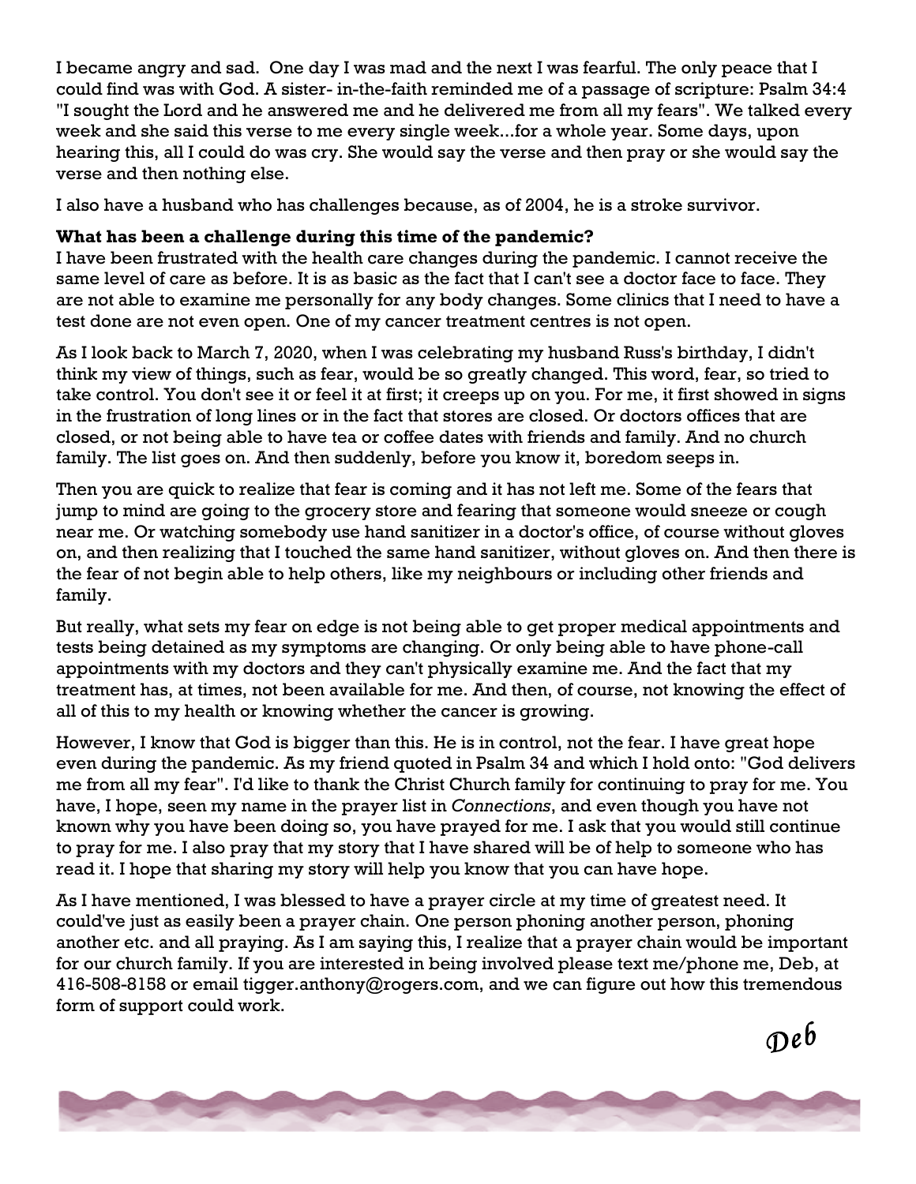I became angry and sad. One day I was mad and the next I was fearful. The only peace that I could find was with God. A sister- in-the-faith reminded me of a passage of scripture: Psalm 34:4 "I sought the Lord and he answered me and he delivered me from all my fears". We talked every week and she said this verse to me every single week...for a whole year. Some days, upon hearing this, all I could do was cry. She would say the verse and then pray or she would say the verse and then nothing else.

I also have a husband who has challenges because, as of 2004, he is a stroke survivor.

**What has been a challenge during this time of the pandemic?**
I have been frustrated with the health care changes during the pandemic. I cannot receive the same level of care as before. It is as basic as the fact that I can't see a doctor face to face. They are not able to examine me personally for any body changes. Some clinics that I need to have a test done are not even open. One of my cancer treatment centres is not open.

As I look back to March 7, 2020, when I was celebrating my husband Russ's birthday, I didn't think my view of things, such as fear, would be so greatly changed. This word, fear, so tried to take control. You don't see it or feel it at first; it creeps up on you. For me, it first showed in signs in the frustration of long lines or in the fact that stores are closed. Or doctors offices that are closed, or not being able to have tea or coffee dates with friends and family. And no church family. The list goes on. And then suddenly, before you know it, boredom seeps in.

Then you are quick to realize that fear is coming and it has not left me. Some of the fears that jump to mind are going to the grocery store and fearing that someone would sneeze or cough near me. Or watching somebody use hand sanitizer in a doctor's office, of course without gloves on, and then realizing that I touched the same hand sanitizer, without gloves on. And then there is the fear of not begin able to help others, like my neighbours or including other friends and family.

But really, what sets my fear on edge is not being able to get proper medical appointments and tests being detained as my symptoms are changing. Or only being able to have phone-call appointments with my doctors and they can't physically examine me. And the fact that my treatment has, at times, not been available for me. And then, of course, not knowing the effect of all of this to my health or knowing whether the cancer is growing.

However, I know that God is bigger than this. He is in control, not the fear. I have great hope even during the pandemic. As my friend quoted in Psalm 34 and which I hold onto: "God delivers me from all my fear". I'd like to thank the Christ Church family for continuing to pray for me. You have, I hope, seen my name in the prayer list in *Connections*, and even though you have not known why you have been doing so, you have prayed for me. I ask that you would still continue to pray for me. I also pray that my story that I have shared will be of help to someone who has read it. I hope that sharing my story will help you know that you can have hope.

As I have mentioned, I was blessed to have a prayer circle at my time of greatest need. It could've just as easily been a prayer chain. One person phoning another person, phoning another etc. and all praying. As I am saying this, I realize that a prayer chain would be important for our church family. If you are interested in being involved please text me/phone me, Deb, at 416-508-8158 or email tigger.anthony@rogers.com, and we can figure out how this tremendous form of support could work.

*Deb*